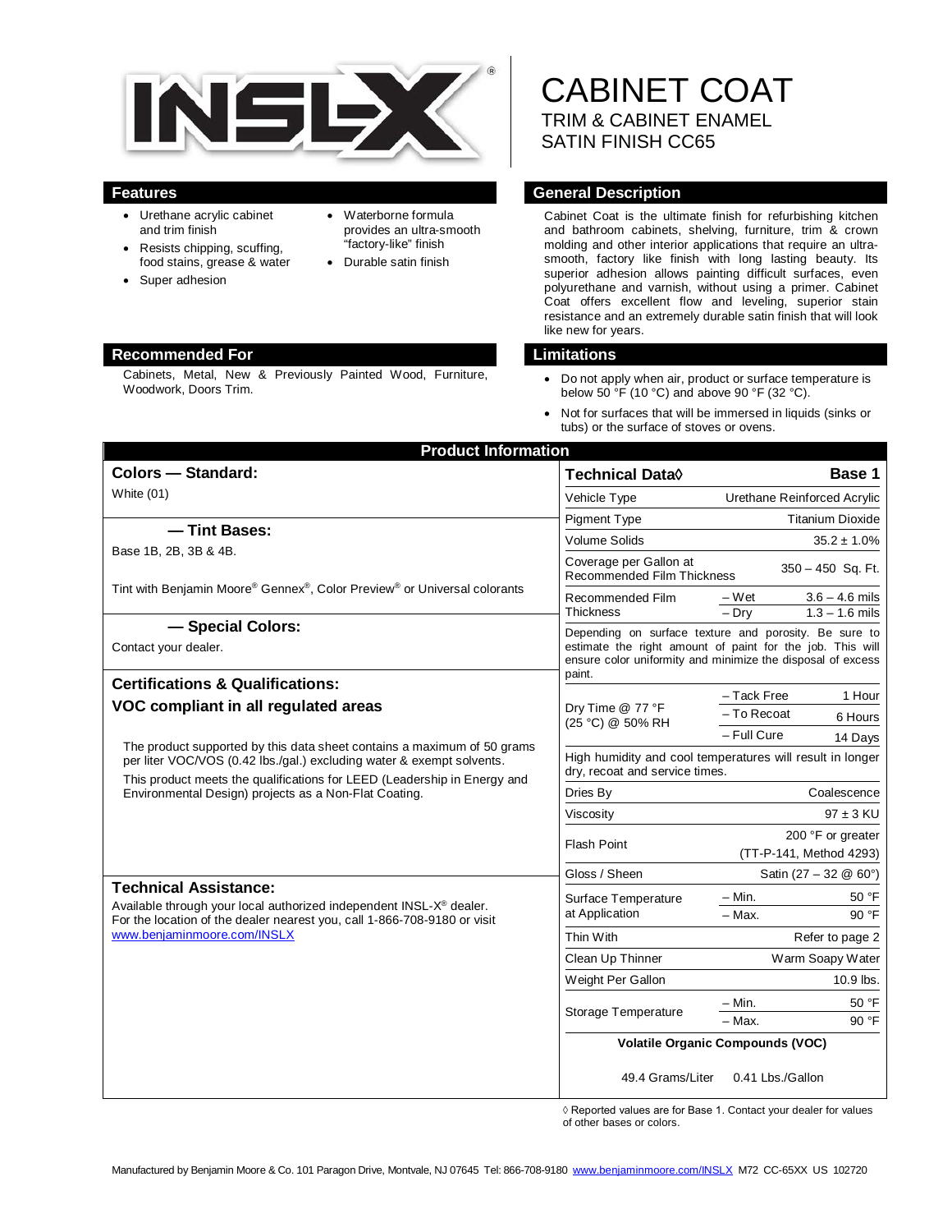# CABINET COAT

TRIM & CABINET ENAMEL
SATIN FINISH CC65

## Features

- Urethane acrylic cabinet and trim finish
- Resists chipping, scuffing, food stains, grease & water
- Super adhesion
- Waterborne formula provides an ultra-smooth "factory-like" finish
- Durable satin finish

## General Description

Cabinet Coat is the ultimate finish for refurbishing kitchen and bathroom cabinets, shelving, furniture, trim & crown molding and other interior applications that require an ultra-smooth, factory like finish with long lasting beauty. Its superior adhesion allows painting difficult surfaces, even polyurethane and varnish, without using a primer. Cabinet Coat offers excellent flow and leveling, superior stain resistance and an extremely durable satin finish that will look like new for years.

## Recommended For

Cabinets, Metal, New & Previously Painted Wood, Furniture, Woodwork, Doors Trim.

## Limitations

- Do not apply when air, product or surface temperature is below 50 °F (10 °C) and above 90 °F (32 °C).
- Not for surfaces that will be immersed in liquids (sinks or tubs) or the surface of stoves or ovens.

## Product Information

### Colors — Standard:

White (01)

### — Tint Bases:

Base 1B, 2B, 3B & 4B.

Tint with Benjamin Moore® Gennex®, Color Preview® or Universal colorants

### — Special Colors:

Contact your dealer.

### Certifications & Qualifications:

**VOC compliant in all regulated areas**

The product supported by this data sheet contains a maximum of 50 grams per liter VOC/VOS (0.42 lbs./gal.) excluding water & exempt solvents.

This product meets the qualifications for LEED (Leadership in Energy and Environmental Design) projects as a Non-Flat Coating.

### Technical Assistance:

Available through your local authorized independent INSL-X® dealer. For the location of the dealer nearest you, call 1-866-708-9180 or visit www.benjaminmoore.com/INSLX

| Technical Data◊ | | Base 1 |
|---|---|---|
| Vehicle Type | | Urethane Reinforced Acrylic |
| Pigment Type | | Titanium Dioxide |
| Volume Solids | | 35.2 ± 1.0% |
| Coverage per Gallon at Recommended Film Thickness | | 350 – 450 Sq. Ft. |
| Recommended Film Thickness | – Wet | 3.6 – 4.6 mils |
| | – Dry | 1.3 – 1.6 mils |
| Depending on surface texture and porosity. Be sure to estimate the right amount of paint for the job. This will ensure color uniformity and minimize the disposal of excess paint. | | |
| Dry Time @ 77 °F (25 °C) @ 50% RH | – Tack Free | 1 Hour |
| | – To Recoat | 6 Hours |
| | – Full Cure | 14 Days |
| High humidity and cool temperatures will result in longer dry, recoat and service times. | | |
| Dries By | | Coalescence |
| Viscosity | | 97 ± 3 KU |
| Flash Point | | 200 °F or greater (TT-P-141, Method 4293) |
| Gloss / Sheen | | Satin (27 – 32 @ 60°) |
| Surface Temperature at Application | – Min. | 50 °F |
| | – Max. | 90 °F |
| Thin With | | Refer to page 2 |
| Clean Up Thinner | | Warm Soapy Water |
| Weight Per Gallon | | 10.9 lbs. |
| Storage Temperature | – Min. | 50 °F |
| | – Max. | 90 °F |
| Volatile Organic Compounds (VOC) | | |
| 49.4 Grams/Liter | | 0.41 Lbs./Gallon |

◊ Reported values are for Base 1. Contact your dealer for values of other bases or colors.

Manufactured by Benjamin Moore & Co. 101 Paragon Drive, Montvale, NJ 07645 Tel: 866-708-9180 www.benjaminmoore.com/INSLX M72 CC-65XX US 102720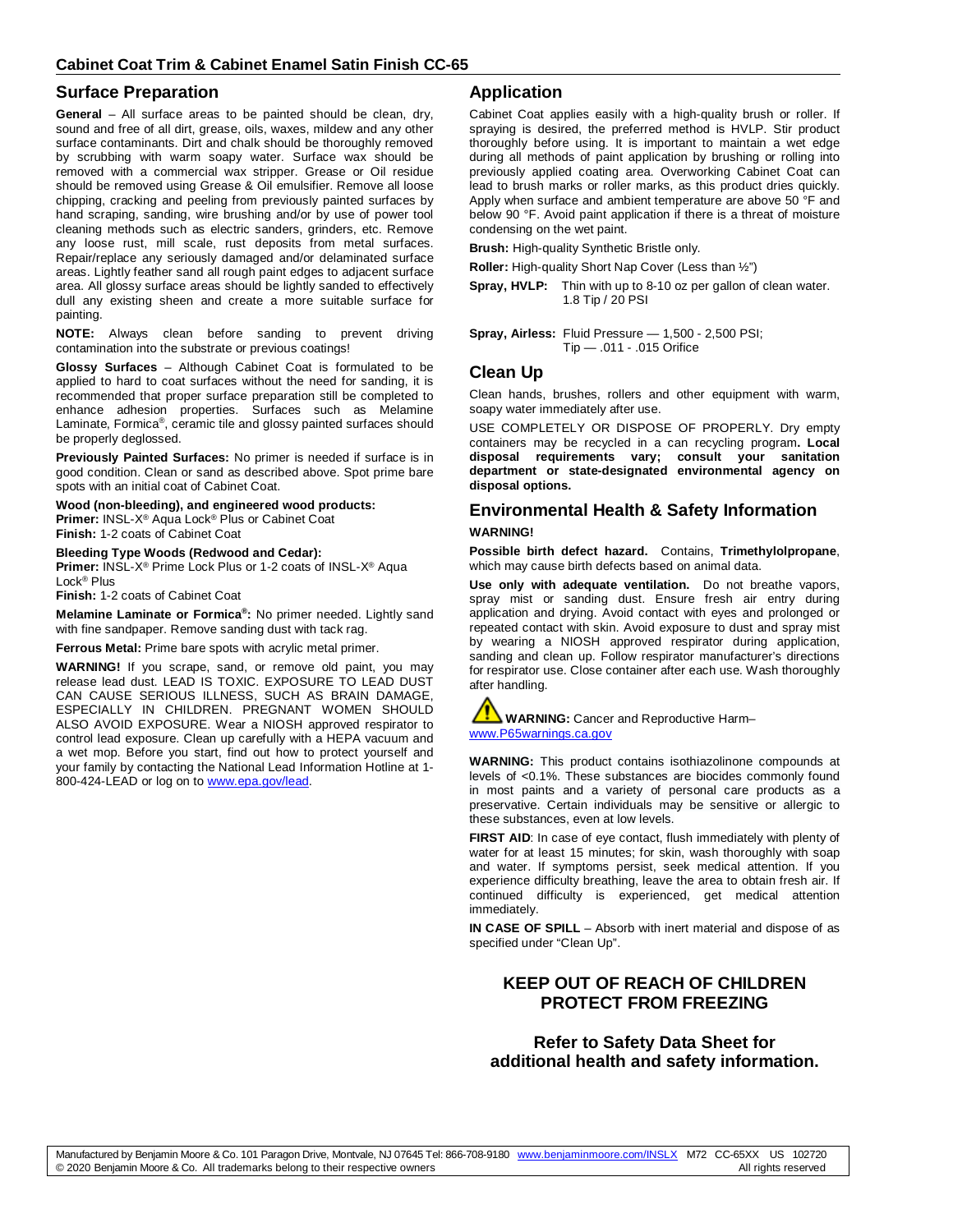# Cabinet Coat Trim & Cabinet Enamel Satin Finish CC-65

## Surface Preparation

**General** – All surface areas to be painted should be clean, dry, sound and free of all dirt, grease, oils, waxes, mildew and any other surface contaminants. Dirt and chalk should be thoroughly removed by scrubbing with warm soapy water. Surface wax should be removed with a commercial wax stripper. Grease or Oil residue should be removed using Grease & Oil emulsifier. Remove all loose chipping, cracking and peeling from previously painted surfaces by hand scraping, sanding, wire brushing and/or by use of power tool cleaning methods such as electric sanders, grinders, etc. Remove any loose rust, mill scale, rust deposits from metal surfaces. Repair/replace any seriously damaged and/or delaminated surface areas. Lightly feather sand all rough paint edges to adjacent surface area. All glossy surface areas should be lightly sanded to effectively dull any existing sheen and create a more suitable surface for painting.

**NOTE:** Always clean before sanding to prevent driving contamination into the substrate or previous coatings!

**Glossy Surfaces** – Although Cabinet Coat is formulated to be applied to hard to coat surfaces without the need for sanding, it is recommended that proper surface preparation still be completed to enhance adhesion properties. Surfaces such as Melamine Laminate, Formica®, ceramic tile and glossy painted surfaces should be properly deglossed.

**Previously Painted Surfaces:** No primer is needed if surface is in good condition. Clean or sand as described above. Spot prime bare spots with an initial coat of Cabinet Coat.

**Wood (non-bleeding), and engineered wood products:**
**Primer:** INSL-X® Aqua Lock® Plus or Cabinet Coat
**Finish:** 1-2 coats of Cabinet Coat

**Bleeding Type Woods (Redwood and Cedar):**
**Primer:** INSL-X® Prime Lock Plus or 1-2 coats of INSL-X® Aqua Lock® Plus
**Finish:** 1-2 coats of Cabinet Coat

**Melamine Laminate or Formica®:** No primer needed. Lightly sand with fine sandpaper. Remove sanding dust with tack rag.

**Ferrous Metal:** Prime bare spots with acrylic metal primer.

**WARNING!** If you scrape, sand, or remove old paint, you may release lead dust. LEAD IS TOXIC. EXPOSURE TO LEAD DUST CAN CAUSE SERIOUS ILLNESS, SUCH AS BRAIN DAMAGE, ESPECIALLY IN CHILDREN. PREGNANT WOMEN SHOULD ALSO AVOID EXPOSURE. Wear a NIOSH approved respirator to control lead exposure. Clean up carefully with a HEPA vacuum and a wet mop. Before you start, find out how to protect yourself and your family by contacting the National Lead Information Hotline at 1-800-424-LEAD or log on to www.epa.gov/lead.

## Application

Cabinet Coat applies easily with a high-quality brush or roller. If spraying is desired, the preferred method is HVLP. Stir product thoroughly before using. It is important to maintain a wet edge during all methods of paint application by brushing or rolling into previously applied coating area. Overworking Cabinet Coat can lead to brush marks or roller marks, as this product dries quickly. Apply when surface and ambient temperature are above 50 °F and below 90 °F. Avoid paint application if there is a threat of moisture condensing on the wet paint.

**Brush:** High-quality Synthetic Bristle only.

**Roller:** High-quality Short Nap Cover (Less than ½")

**Spray, HVLP:** Thin with up to 8-10 oz per gallon of clean water. 1.8 Tip / 20 PSI

**Spray, Airless:** Fluid Pressure — 1,500 - 2,500 PSI; Tip — .011 - .015 Orifice

## Clean Up

Clean hands, brushes, rollers and other equipment with warm, soapy water immediately after use.

USE COMPLETELY OR DISPOSE OF PROPERLY. Dry empty containers may be recycled in a can recycling program**. Local disposal requirements vary; consult your sanitation department or state-designated environmental agency on disposal options.**

## Environmental Health & Safety Information

**WARNING!**

**Possible birth defect hazard.** Contains, **Trimethylolpropane**, which may cause birth defects based on animal data.

**Use only with adequate ventilation.** Do not breathe vapors, spray mist or sanding dust. Ensure fresh air entry during application and drying. Avoid contact with eyes and prolonged or repeated contact with skin. Avoid exposure to dust and spray mist by wearing a NIOSH approved respirator during application, sanding and clean up. Follow respirator manufacturer's directions for respirator use. Close container after each use. Wash thoroughly after handling.

**WARNING:** Cancer and Reproductive Harm– www.P65warnings.ca.gov

**WARNING:** This product contains isothiazolinone compounds at levels of <0.1%. These substances are biocides commonly found in most paints and a variety of personal care products as a preservative. Certain individuals may be sensitive or allergic to these substances, even at low levels.

**FIRST AID**: In case of eye contact, flush immediately with plenty of water for at least 15 minutes; for skin, wash thoroughly with soap and water. If symptoms persist, seek medical attention. If you experience difficulty breathing, leave the area to obtain fresh air. If continued difficulty is experienced, get medical attention immediately.

**IN CASE OF SPILL** – Absorb with inert material and dispose of as specified under "Clean Up".

**KEEP OUT OF REACH OF CHILDREN**
**PROTECT FROM FREEZING**

**Refer to Safety Data Sheet for additional health and safety information.**

Manufactured by Benjamin Moore & Co. 101 Paragon Drive, Montvale, NJ 07645 Tel: 866-708-9180 www.benjaminmoore.com/INSLX M72 CC-65XX US 102720
© 2020 Benjamin Moore & Co. All trademarks belong to their respective owners All rights reserved